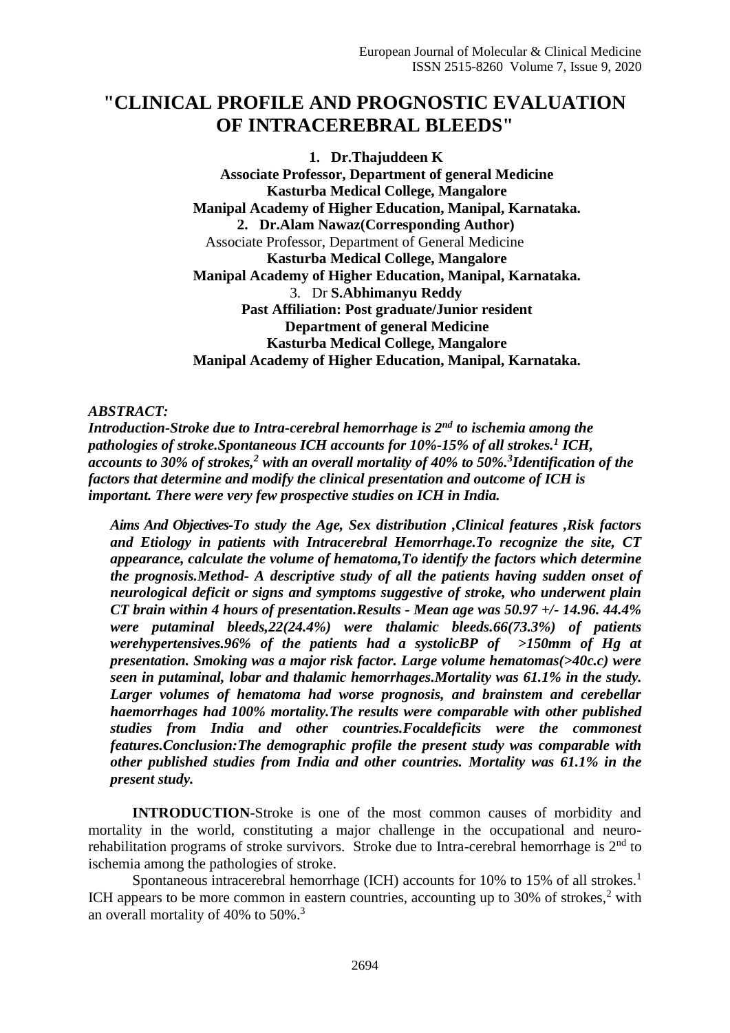# "CLINICAL PROFILE AND PROGNOSTIC EVALUATION OF INTRACEREBRAL BLEEDS"

**1. Dr.Thajuddeen K**
**Associate Professor, Department of general Medicine**
**Kasturba Medical College, Mangalore**
**Manipal Academy of Higher Education, Manipal, Karnataka.**
**2. Dr.Alam Nawaz(Corresponding Author)**
Associate Professor, Department of General Medicine
**Kasturba Medical College, Mangalore**
**Manipal Academy of Higher Education, Manipal, Karnataka.**
3. Dr **S.Abhimanyu Reddy**
**Past Affiliation: Post graduate/Junior resident**
**Department of general Medicine**
**Kasturba Medical College, Mangalore**
**Manipal Academy of Higher Education, Manipal, Karnataka.**

***ABSTRACT:***

***Introduction-Stroke due to Intra-cerebral hemorrhage is 2nd to ischemia among the pathologies of stroke.Spontaneous ICH accounts for 10%-15% of all strokes.[1] ICH, accounts to 30% of strokes,[2] with an overall mortality of 40% to 50%.[3]Identification of the factors that determine and modify the clinical presentation and outcome of ICH is important. There were very few prospective studies on ICH in India.***

***Aims And Objectives-To study the Age, Sex distribution ,Clinical features ,Risk factors and Etiology in patients with Intracerebral Hemorrhage.To recognize the site, CT appearance, calculate the volume of hematoma,To identify the factors which determine the prognosis.Method- A descriptive study of all the patients having sudden onset of neurological deficit or signs and symptoms suggestive of stroke, who underwent plain CT brain within 4 hours of presentation.Results - Mean age was 50.97 +/- 14.96. 44.4% were putaminal bleeds,22(24.4%) were thalamic bleeds.66(73.3%) of patients werehypertensives.96% of the patients had a systolicBP of >150mm of Hg at presentation. Smoking was a major risk factor. Large volume hematomas(>40c.c) were seen in putaminal, lobar and thalamic hemorrhages.Mortality was 61.1% in the study. Larger volumes of hematoma had worse prognosis, and brainstem and cerebellar haemorrhages had 100% mortality.The results were comparable with other published studies from India and other countries.Focaldeficits were the commonest features.Conclusion:The demographic profile the present study was comparable with other published studies from India and other countries. Mortality was 61.1% in the present study.***

**INTRODUCTION**-Stroke is one of the most common causes of morbidity and mortality in the world, constituting a major challenge in the occupational and neuro-rehabilitation programs of stroke survivors. Stroke due to Intra-cerebral hemorrhage is 2nd to ischemia among the pathologies of stroke.

Spontaneous intracerebral hemorrhage (ICH) accounts for 10% to 15% of all strokes.[1] ICH appears to be more common in eastern countries, accounting up to 30% of strokes,[2] with an overall mortality of 40% to 50%.[3]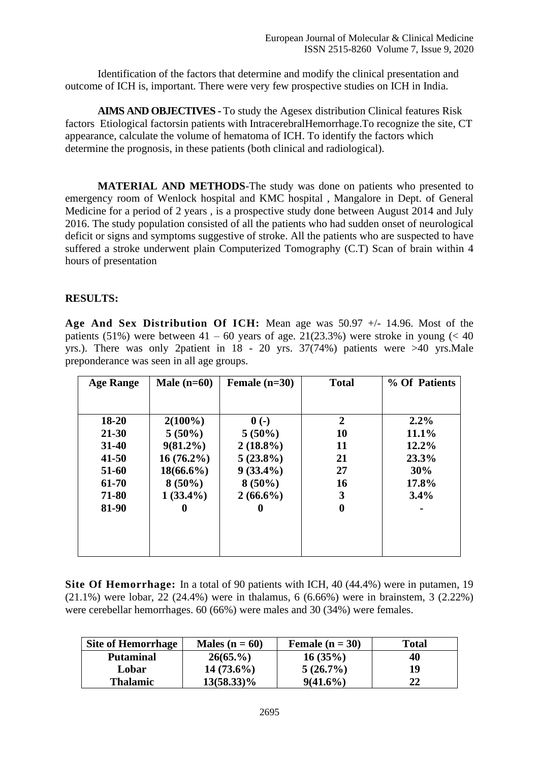Identification of the factors that determine and modify the clinical presentation and outcome of ICH is, important. There were very few prospective studies on ICH in India.

**AIMS AND OBJECTIVES -** To study the Agesex distribution Clinical features Risk factors Etiological factorsin patients with IntracerebralHemorrhage.To recognize the site, CT appearance, calculate the volume of hematoma of ICH. To identify the factors which determine the prognosis, in these patients (both clinical and radiological).

**MATERIAL AND METHODS**-The study was done on patients who presented to emergency room of Wenlock hospital and KMC hospital , Mangalore in Dept. of General Medicine for a period of 2 years , is a prospective study done between August 2014 and July 2016. The study population consisted of all the patients who had sudden onset of neurological deficit or signs and symptoms suggestive of stroke. All the patients who are suspected to have suffered a stroke underwent plain Computerized Tomography (C.T) Scan of brain within 4 hours of presentation

**RESULTS:**

**Age And Sex Distribution Of ICH:** Mean age was 50.97 +/- 14.96. Most of the patients (51%) were between 41 – 60 years of age. 21(23.3%) were stroke in young (< 40 yrs.). There was only 2patient in 18 - 20 yrs. 37(74%) patients were >40 yrs.Male preponderance was seen in all age groups.

| Age Range | Male (n=60) | Female (n=30) | Total | % Of Patients |
|---|---|---|---|---|
| 18-20 | 2(100%) | 0 (-) | 2 | 2.2% |
| 21-30 | 5 (50%) | 5 (50%) | 10 | 11.1% |
| 31-40 | 9(81.2%) | 2 (18.8%) | 11 | 12.2% |
| 41-50 | 16 (76.2%) | 5 (23.8%) | 21 | 23.3% |
| 51-60 | 18(66.6%) | 9 (33.4%) | 27 | 30% |
| 61-70 | 8 (50%) | 8 (50%) | 16 | 17.8% |
| 71-80 | 1 (33.4%) | 2 (66.6%) | 3 | 3.4% |
| 81-90 | 0 | 0 | 0 | - |

**Site Of Hemorrhage:** In a total of 90 patients with ICH, 40 (44.4%) were in putamen, 19 (21.1%) were lobar, 22 (24.4%) were in thalamus, 6 (6.66%) were in brainstem, 3 (2.22%) were cerebellar hemorrhages. 60 (66%) were males and 30 (34%) were females.

| Site of Hemorrhage | Males (n = 60) | Female (n = 30) | Total |
|---|---|---|---|
| Putaminal | 26(65.%) | 16 (35%) | 40 |
| Lobar | 14 (73.6%) | 5 (26.7%) | 19 |
| Thalamic | 13(58.33)% | 9(41.6%) | 22 |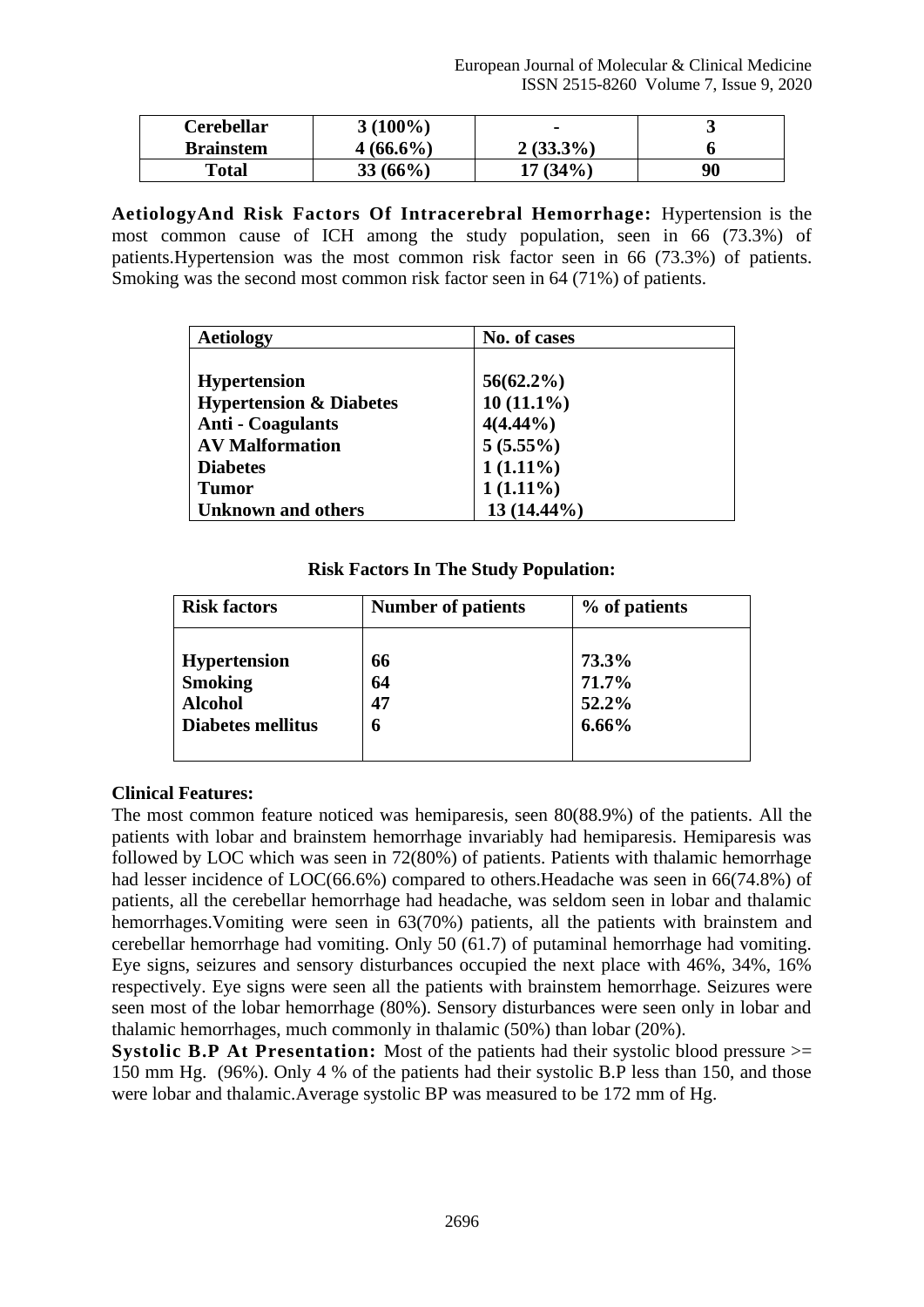| Cerebellar | 3 (100%) | - | 3 |
|---|---|---|---|
| Brainstem | 4 (66.6%) | 2 (33.3%) | 6 |
| Total | 33 (66%) | 17 (34%) | 90 |

**AetiologyAnd Risk Factors Of Intracerebral Hemorrhage:** Hypertension is the most common cause of ICH among the study population, seen in 66 (73.3%) of patients.Hypertension was the most common risk factor seen in 66 (73.3%) of patients. Smoking was the second most common risk factor seen in 64 (71%) of patients.

| Aetiology | No. of cases |
|---|---|
| Hypertension | 56(62.2%) |
| Hypertension & Diabetes | 10 (11.1%) |
| Anti - Coagulants | 4(4.44%) |
| AV Malformation | 5 (5.55%) |
| Diabetes | 1 (1.11%) |
| Tumor | 1 (1.11%) |
| Unknown and others | 13 (14.44%) |

**Risk Factors In The Study Population:**

| Risk factors | Number of patients | % of patients |
|---|---|---|
| Hypertension | 66 | 73.3% |
| Smoking | 64 | 71.7% |
| Alcohol | 47 | 52.2% |
| Diabetes mellitus | 6 | 6.66% |

**Clinical Features:**

The most common feature noticed was hemiparesis, seen 80(88.9%) of the patients. All the patients with lobar and brainstem hemorrhage invariably had hemiparesis. Hemiparesis was followed by LOC which was seen in 72(80%) of patients. Patients with thalamic hemorrhage had lesser incidence of LOC(66.6%) compared to others.Headache was seen in 66(74.8%) of patients, all the cerebellar hemorrhage had headache, was seldom seen in lobar and thalamic hemorrhages.Vomiting were seen in 63(70%) patients, all the patients with brainstem and cerebellar hemorrhage had vomiting. Only 50 (61.7) of putaminal hemorrhage had vomiting. Eye signs, seizures and sensory disturbances occupied the next place with 46%, 34%, 16% respectively. Eye signs were seen all the patients with brainstem hemorrhage. Seizures were seen most of the lobar hemorrhage (80%). Sensory disturbances were seen only in lobar and thalamic hemorrhages, much commonly in thalamic (50%) than lobar (20%).

**Systolic B.P At Presentation:** Most of the patients had their systolic blood pressure >= 150 mm Hg. (96%). Only 4 % of the patients had their systolic B.P less than 150, and those were lobar and thalamic.Average systolic BP was measured to be 172 mm of Hg.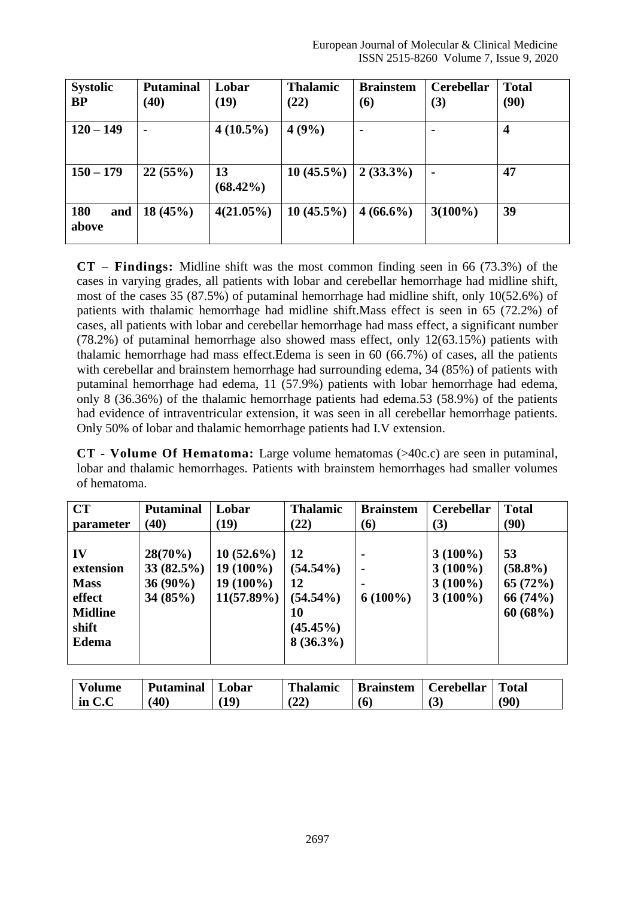| Systolic BP | Putaminal (40) | Lobar (19) | Thalamic (22) | Brainstem (6) | Cerebellar (3) | Total (90) |
|---|---|---|---|---|---|---|
| 120 – 149 | - | 4 (10.5%) | 4 (9%) | - | - | 4 |
| 150 – 179 | 22 (55%) | 13 (68.42%) | 10 (45.5%) | 2 (33.3%) | - | 47 |
| 180 and above | 18 (45%) | 4(21.05%) | 10 (45.5%) | 4 (66.6%) | 3(100%) | 39 |

**CT – Findings:** Midline shift was the most common finding seen in 66 (73.3%) of the cases in varying grades, all patients with lobar and cerebellar hemorrhage had midline shift, most of the cases 35 (87.5%) of putaminal hemorrhage had midline shift, only 10(52.6%) of patients with thalamic hemorrhage had midline shift.Mass effect is seen in 65 (72.2%) of cases, all patients with lobar and cerebellar hemorrhage had mass effect, a significant number (78.2%) of putaminal hemorrhage also showed mass effect, only 12(63.15%) patients with thalamic hemorrhage had mass effect.Edema is seen in 60 (66.7%) of cases, all the patients with cerebellar and brainstem hemorrhage had surrounding edema, 34 (85%) of patients with putaminal hemorrhage had edema, 11 (57.9%) patients with lobar hemorrhage had edema, only 8 (36.36%) of the thalamic hemorrhage patients had edema.53 (58.9%) of the patients had evidence of intraventricular extension, it was seen in all cerebellar hemorrhage patients. Only 50% of lobar and thalamic hemorrhage patients had I.V extension.

**CT - Volume Of Hematoma:** Large volume hematomas (>40c.c) are seen in putaminal, lobar and thalamic hemorrhages. Patients with brainstem hemorrhages had smaller volumes of hematoma.

| CT parameter | Putaminal (40) | Lobar (19) | Thalamic (22) | Brainstem (6) | Cerebellar (3) | Total (90) |
|---|---|---|---|---|---|---|
| IV extension | 28(70%) | 10 (52.6%) | 12 (54.54%) | - | 3 (100%) | 53 (58.8%) |
| Mass effect | 33 (82.5%) | 19 (100%) | 12 (54.54%) | - | 3 (100%) | 65 (72%) |
| Midline shift | 36 (90%) | 19 (100%) | 10 (45.45%) | - | 3 (100%) | 66 (74%) |
| Edema | 34 (85%) | 11(57.89%) | 8 (36.3%) | 6 (100%) | 3 (100%) | 60 (68%) |

| Volume in C.C | Putaminal (40) | Lobar (19) | Thalamic (22) | Brainstem (6) | Cerebellar (3) | Total (90) |
|---|---|---|---|---|---|---|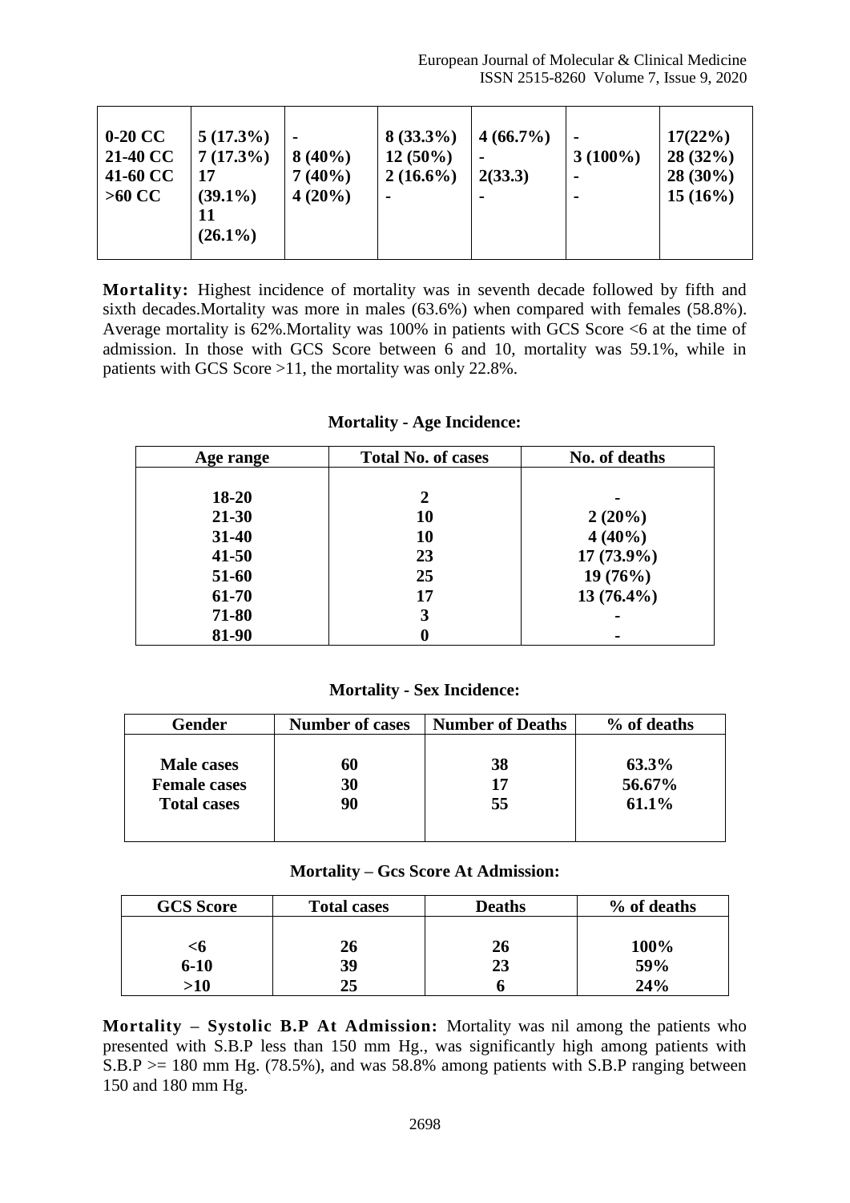| 0-20 CC<br>21-40 CC<br>41-60 CC<br>>60 CC | 5 (17.3%)<br>7 (17.3%)<br>17<br>(39.1%)<br>11<br>(26.1%) | -<br>8 (40%)<br>7 (40%)<br>4 (20%) | 8 (33.3%)<br>12 (50%)<br>2 (16.6%)<br>- | 4 (66.7%)<br>-<br>2(33.3)<br>- | -<br>3 (100%)<br>-<br>- | 17(22%)<br>28 (32%)<br>28 (30%)<br>15 (16%) |
|---|---|---|---|---|---|---|

**Mortality:** Highest incidence of mortality was in seventh decade followed by fifth and sixth decades.Mortality was more in males (63.6%) when compared with females (58.8%). Average mortality is 62%.Mortality was 100% in patients with GCS Score <6 at the time of admission. In those with GCS Score between 6 and 10, mortality was 59.1%, while in patients with GCS Score >11, the mortality was only 22.8%.

**Mortality - Age Incidence:**

| Age range | Total No. of cases | No. of deaths |
|---|---|---|
| 18-20 | 2 | - |
| 21-30 | 10 | 2 (20%) |
| 31-40 | 10 | 4 (40%) |
| 41-50 | 23 | 17 (73.9%) |
| 51-60 | 25 | 19 (76%) |
| 61-70 | 17 | 13 (76.4%) |
| 71-80 | 3 | - |
| 81-90 | 0 | - |

**Mortality - Sex Incidence:**

| Gender | Number of cases | Number of Deaths | % of deaths |
|---|---|---|---|
| Male cases | 60 | 38 | 63.3% |
| Female cases | 30 | 17 | 56.67% |
| Total cases | 90 | 55 | 61.1% |

**Mortality – Gcs Score At Admission:**

| GCS Score | Total cases | Deaths | % of deaths |
|---|---|---|---|
| <6 | 26 | 26 | 100% |
| 6-10 | 39 | 23 | 59% |
| >10 | 25 | 6 | 24% |

**Mortality – Systolic B.P At Admission:** Mortality was nil among the patients who presented with S.B.P less than 150 mm Hg., was significantly high among patients with S.B.P >= 180 mm Hg. (78.5%), and was 58.8% among patients with S.B.P ranging between 150 and 180 mm Hg.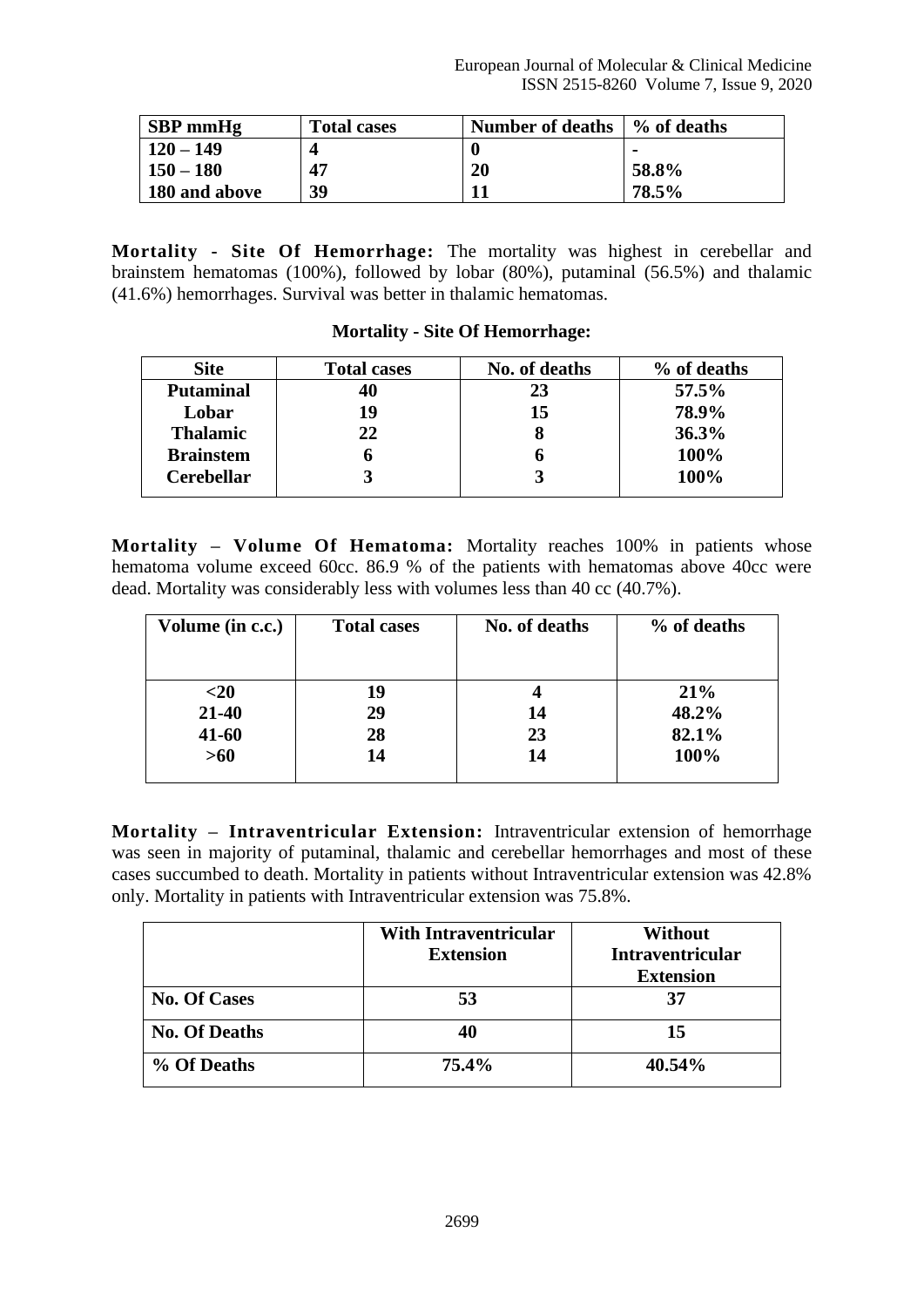| SBP mmHg | Total cases | Number of deaths | % of deaths |
|---|---|---|---|
| 120 – 149 | 4 | 0 | - |
| 150 – 180 | 47 | 20 | 58.8% |
| 180 and above | 39 | 11 | 78.5% |

**Mortality - Site Of Hemorrhage:** The mortality was highest in cerebellar and brainstem hematomas (100%), followed by lobar (80%), putaminal (56.5%) and thalamic (41.6%) hemorrhages. Survival was better in thalamic hematomas.

**Mortality - Site Of Hemorrhage:**

| Site | Total cases | No. of deaths | % of deaths |
|---|---|---|---|
| Putaminal | 40 | 23 | 57.5% |
| Lobar | 19 | 15 | 78.9% |
| Thalamic | 22 | 8 | 36.3% |
| Brainstem | 6 | 6 | 100% |
| Cerebellar | 3 | 3 | 100% |

**Mortality – Volume Of Hematoma:** Mortality reaches 100% in patients whose hematoma volume exceed 60cc. 86.9 % of the patients with hematomas above 40cc were dead. Mortality was considerably less with volumes less than 40 cc (40.7%).

| Volume (in c.c.) | Total cases | No. of deaths | % of deaths |
|---|---|---|---|
| <20 | 19 | 4 | 21% |
| 21-40 | 29 | 14 | 48.2% |
| 41-60 | 28 | 23 | 82.1% |
| >60 | 14 | 14 | 100% |

**Mortality – Intraventricular Extension:** Intraventricular extension of hemorrhage was seen in majority of putaminal, thalamic and cerebellar hemorrhages and most of these cases succumbed to death. Mortality in patients without Intraventricular extension was 42.8% only. Mortality in patients with Intraventricular extension was 75.8%.

| | With Intraventricular Extension | Without Intraventricular Extension |
|---|---|---|
| No. Of Cases | 53 | 37 |
| No. Of Deaths | 40 | 15 |
| % Of Deaths | 75.4% | 40.54% |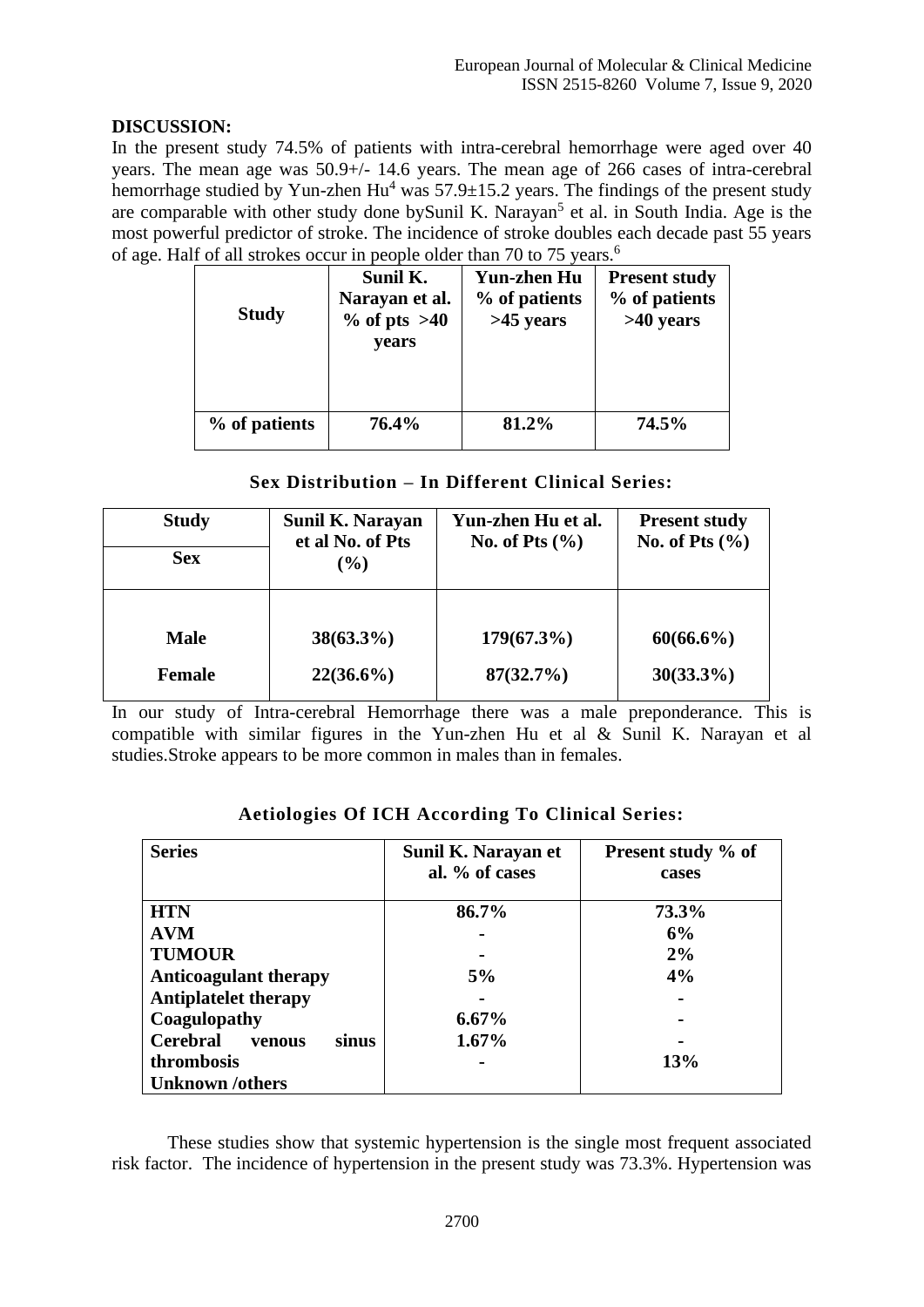## DISCUSSION:

In the present study 74.5% of patients with intra-cerebral hemorrhage were aged over 40 years. The mean age was 50.9+/- 14.6 years. The mean age of 266 cases of intra-cerebral hemorrhage studied by Yun-zhen Hu[4] was 57.9±15.2 years. The findings of the present study are comparable with other study done bySunil K. Narayan[5] et al. in South India. Age is the most powerful predictor of stroke. The incidence of stroke doubles each decade past 55 years of age. Half of all strokes occur in people older than 70 to 75 years.[6]

| Study | Sunil K. Narayan et al. % of pts >40 years | Yun-zhen Hu % of patients >45 years | Present study % of patients >40 years |
|---|---|---|---|
| % of patients | 76.4% | 81.2% | 74.5% |

**Sex Distribution – In Different Clinical Series:**

| Study / Sex | Sunil K. Narayan et al No. of Pts (%) | Yun-zhen Hu et al. No. of Pts (%) | Present study No. of Pts (%) |
|---|---|---|---|
| Male | 38(63.3%) | 179(67.3%) | 60(66.6%) |
| Female | 22(36.6%) | 87(32.7%) | 30(33.3%) |

In our study of Intra-cerebral Hemorrhage there was a male preponderance. This is compatible with similar figures in the Yun-zhen Hu et al & Sunil K. Narayan et al studies.Stroke appears to be more common in males than in females.

**Aetiologies Of ICH According To Clinical Series:**

| Series | Sunil K. Narayan et al. % of cases | Present study % of cases |
|---|---|---|
| HTN | 86.7% | 73.3% |
| AVM | - | 6% |
| TUMOUR | - | 2% |
| Anticoagulant therapy | 5% | 4% |
| Antiplatelet therapy | - | - |
| Coagulopathy | 6.67% | - |
| Cerebral venous sinus thrombosis | 1.67% | - |
| Unknown /others | - | 13% |

These studies show that systemic hypertension is the single most frequent associated risk factor. The incidence of hypertension in the present study was 73.3%. Hypertension was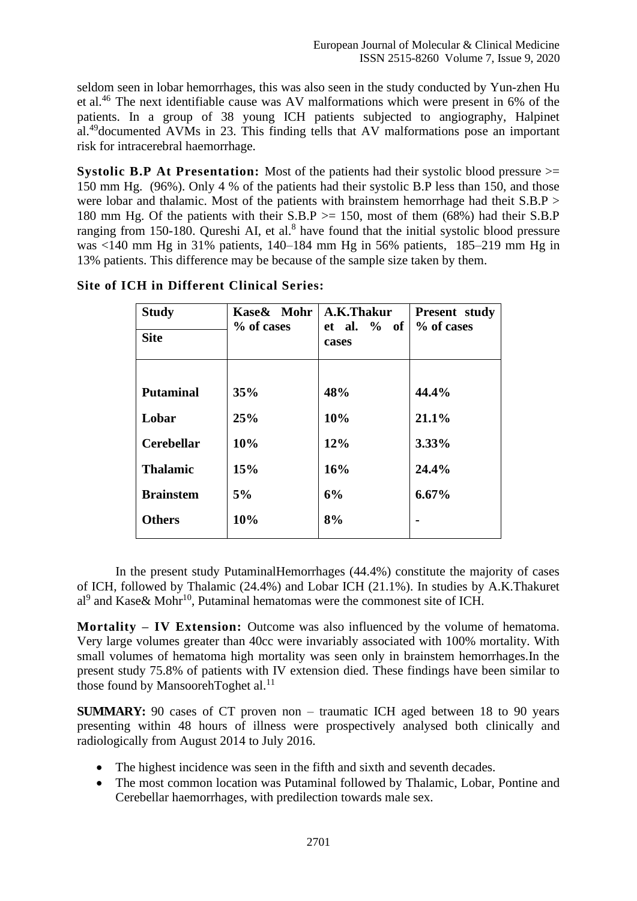seldom seen in lobar hemorrhages, this was also seen in the study conducted by Yun-zhen Hu et al.[46] The next identifiable cause was AV malformations which were present in 6% of the patients. In a group of 38 young ICH patients subjected to angiography, Halpinet al.[49]documented AVMs in 23. This finding tells that AV malformations pose an important risk for intracerebral haemorrhage.

**Systolic B.P At Presentation:** Most of the patients had their systolic blood pressure >= 150 mm Hg. (96%). Only 4 % of the patients had their systolic B.P less than 150, and those were lobar and thalamic. Most of the patients with brainstem hemorrhage had theit S.B.P > 180 mm Hg. Of the patients with their S.B.P >= 150, most of them (68%) had their S.B.P ranging from 150-180. Qureshi AI, et al.[8] have found that the initial systolic blood pressure was <140 mm Hg in 31% patients, 140–184 mm Hg in 56% patients, 185–219 mm Hg in 13% patients. This difference may be because of the sample size taken by them.

**Site of ICH in Different Clinical Series:**

| Study / Site | Kase& Mohr % of cases | A.K.Thakur et al. % of cases | Present study % of cases |
|---|---|---|---|
| **Putaminal** | **35%** | **48%** | **44.4%** |
| **Lobar** | **25%** | **10%** | **21.1%** |
| **Cerebellar** | **10%** | **12%** | **3.33%** |
| **Thalamic** | **15%** | **16%** | **24.4%** |
| **Brainstem** | **5%** | **6%** | **6.67%** |
| **Others** | **10%** | **8%** | **-** |

In the present study PutaminalHemorrhages (44.4%) constitute the majority of cases of ICH, followed by Thalamic (24.4%) and Lobar ICH (21.1%). In studies by A.K.Thakuret al[9] and Kase& Mohr[10], Putaminal hematomas were the commonest site of ICH.

**Mortality – IV Extension:** Outcome was also influenced by the volume of hematoma. Very large volumes greater than 40cc were invariably associated with 100% mortality. With small volumes of hematoma high mortality was seen only in brainstem hemorrhages.In the present study 75.8% of patients with IV extension died. These findings have been similar to those found by MansoorehToghet al.[11]

**SUMMARY:** 90 cases of CT proven non – traumatic ICH aged between 18 to 90 years presenting within 48 hours of illness were prospectively analysed both clinically and radiologically from August 2014 to July 2016.

- The highest incidence was seen in the fifth and sixth and seventh decades.
- The most common location was Putaminal followed by Thalamic, Lobar, Pontine and Cerebellar haemorrhages, with predilection towards male sex.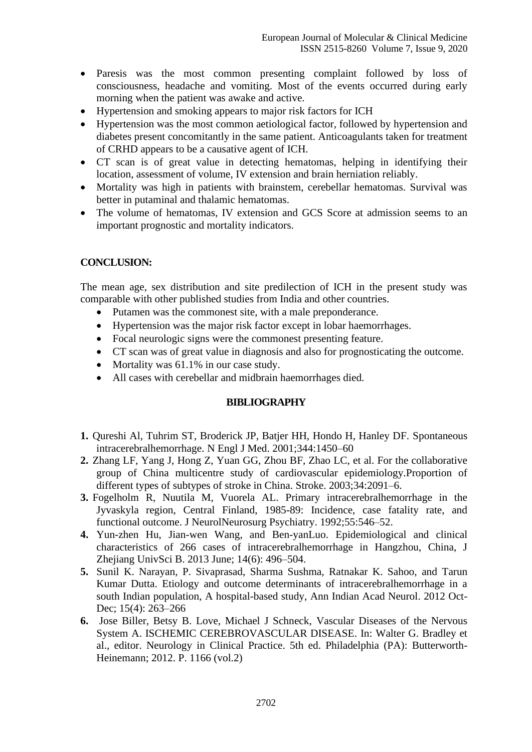- Paresis was the most common presenting complaint followed by loss of consciousness, headache and vomiting. Most of the events occurred during early morning when the patient was awake and active.
- Hypertension and smoking appears to major risk factors for ICH
- Hypertension was the most common aetiological factor, followed by hypertension and diabetes present concomitantly in the same patient. Anticoagulants taken for treatment of CRHD appears to be a causative agent of ICH.
- CT scan is of great value in detecting hematomas, helping in identifying their location, assessment of volume, IV extension and brain herniation reliably.
- Mortality was high in patients with brainstem, cerebellar hematomas. Survival was better in putaminal and thalamic hematomas.
- The volume of hematomas, IV extension and GCS Score at admission seems to an important prognostic and mortality indicators.

## CONCLUSION:

The mean age, sex distribution and site predilection of ICH in the present study was comparable with other published studies from India and other countries.

- Putamen was the commonest site, with a male preponderance.
- Hypertension was the major risk factor except in lobar haemorrhages.
- Focal neurologic signs were the commonest presenting feature.
- CT scan was of great value in diagnosis and also for prognosticating the outcome.
- Mortality was 61.1% in our case study.
- All cases with cerebellar and midbrain haemorrhages died.

## BIBLIOGRAPHY

1. Qureshi Al, Tuhrim ST, Broderick JP, Batjer HH, Hondo H, Hanley DF. Spontaneous intracerebralhemorrhage. N Engl J Med. 2001;344:1450–60
2. Zhang LF, Yang J, Hong Z, Yuan GG, Zhou BF, Zhao LC, et al. For the collaborative group of China multicentre study of cardiovascular epidemiology.Proportion of different types of subtypes of stroke in China. Stroke. 2003;34:2091–6.
3. Fogelholm R, Nuutila M, Vuorela AL. Primary intracerebralhemorrhage in the Jyvaskyla region, Central Finland, 1985-89: Incidence, case fatality rate, and functional outcome. J NeurolNeurosurg Psychiatry. 1992;55:546–52.
4. Yun-zhen Hu, Jian-wen Wang, and Ben-yanLuo. Epidemiological and clinical characteristics of 266 cases of intracerebralhemorrhage in Hangzhou, China, J Zhejiang UnivSci B. 2013 June; 14(6): 496–504.
5. Sunil K. Narayan, P. Sivaprasad, Sharma Sushma, Ratnakar K. Sahoo, and Tarun Kumar Dutta. Etiology and outcome determinants of intracerebralhemorrhage in a south Indian population, A hospital-based study, Ann Indian Acad Neurol. 2012 Oct-Dec; 15(4): 263–266
6. Jose Biller, Betsy B. Love, Michael J Schneck, Vascular Diseases of the Nervous System A. ISCHEMIC CEREBROVASCULAR DISEASE. In: Walter G. Bradley et al., editor. Neurology in Clinical Practice. 5th ed. Philadelphia (PA): Butterworth-Heinemann; 2012. P. 1166 (vol.2)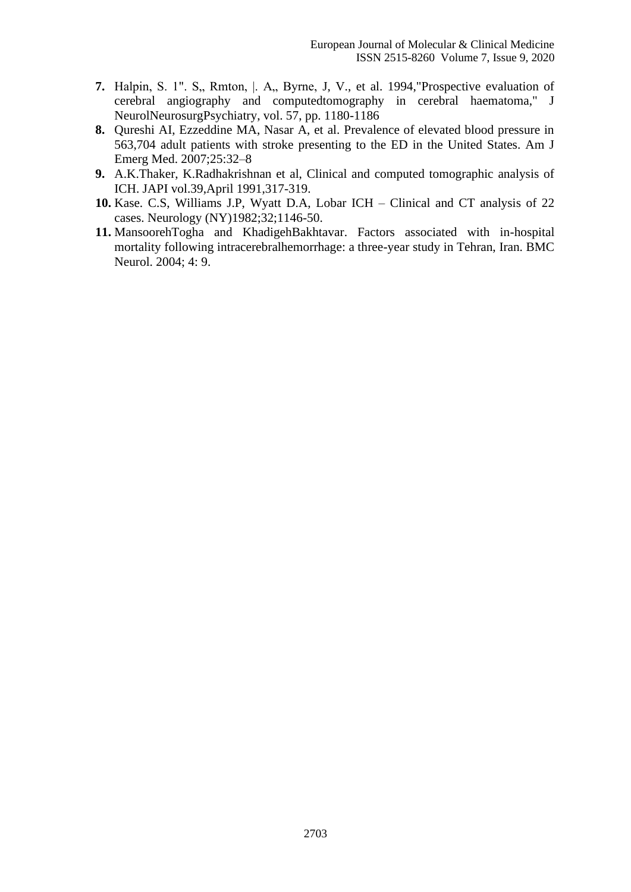7. Halpin, S. 1". S,, Rmton, |. A,, Byrne, J, V., et al. 1994,"Prospective evaluation of cerebral angiography and computedtomography in cerebral haematoma," J NeurolNeurosurgPsychiatry, vol. 57, pp. 1180-1186
8. Qureshi AI, Ezzeddine MA, Nasar A, et al. Prevalence of elevated blood pressure in 563,704 adult patients with stroke presenting to the ED in the United States. Am J Emerg Med. 2007;25:32–8
9. A.K.Thaker, K.Radhakrishnan et al, Clinical and computed tomographic analysis of ICH. JAPI vol.39,April 1991,317-319.
10. Kase. C.S, Williams J.P, Wyatt D.A, Lobar ICH – Clinical and CT analysis of 22 cases. Neurology (NY)1982;32;1146-50.
11. MansoorehTogha and KhadigehBakhtavar. Factors associated with in-hospital mortality following intracerebralhemorrhage: a three-year study in Tehran, Iran. BMC Neurol. 2004; 4: 9.